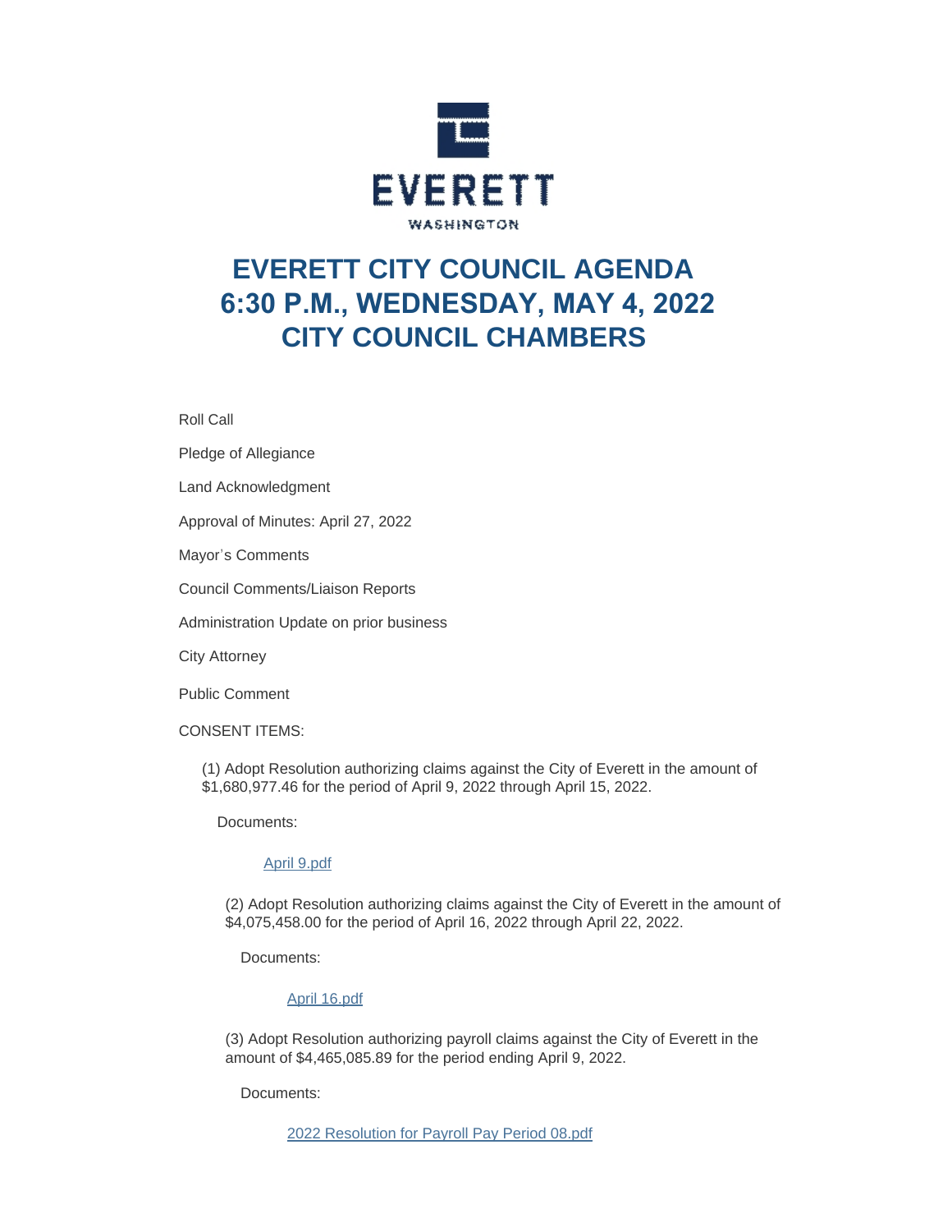EVERETT

WASHINGTON

# EVERETT CITY COUNCIL AGENDA
# 6:30 P.M., WEDNESDAY, MAY 4, 2022
# CITY COUNCIL CHAMBERS

Roll Call

Pledge of Allegiance

Land Acknowledgment

Approval of Minutes: April 27, 2022

Mayor's Comments

Council Comments/Liaison Reports

Administration Update on prior business

City Attorney

Public Comment

CONSENT ITEMS:

(1) Adopt Resolution authorizing claims against the City of Everett in the amount of $1,680,977.46 for the period of April 9, 2022 through April 15, 2022.

Documents:

[April 9.pdf]

(2) Adopt Resolution authorizing claims against the City of Everett in the amount of $4,075,458.00 for the period of April 16, 2022 through April 22, 2022.

Documents:

[April 16.pdf]

(3) Adopt Resolution authorizing payroll claims against the City of Everett in the amount of $4,465,085.89 for the period ending April 9, 2022.

Documents:

[2022 Resolution for Payroll Pay Period 08.pdf]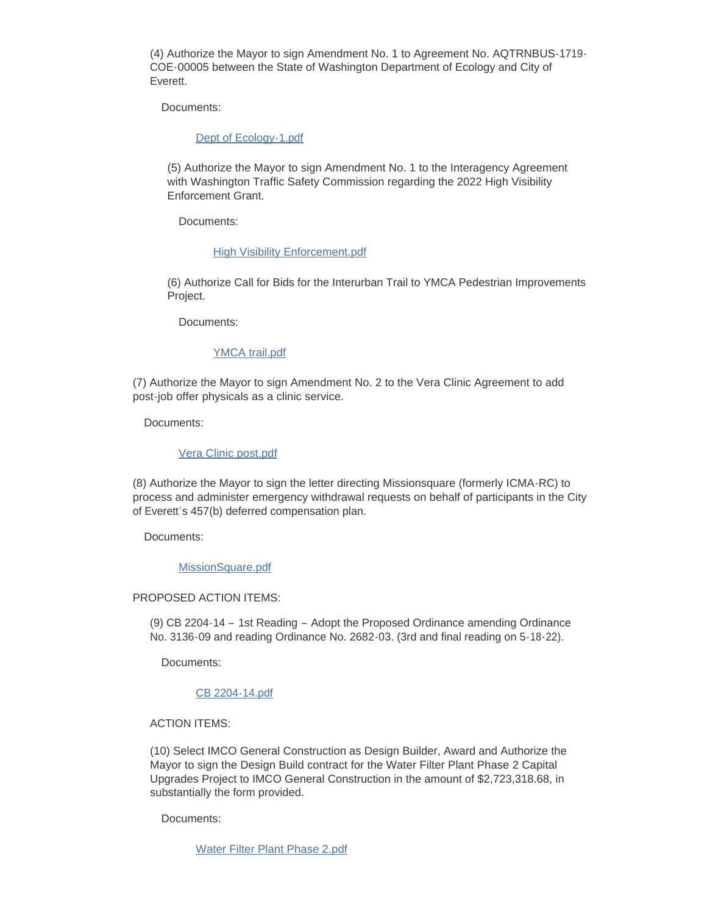(4) Authorize the Mayor to sign Amendment No. 1 to Agreement No. AQTRNBUS-1719-COE-00005 between the State of Washington Department of Ecology and City of Everett.

Documents:

Dept of Ecology-1.pdf

(5) Authorize the Mayor to sign Amendment No. 1 to the Interagency Agreement with Washington Traffic Safety Commission regarding the 2022 High Visibility Enforcement Grant.

Documents:

High Visibility Enforcement.pdf

(6) Authorize Call for Bids for the Interurban Trail to YMCA Pedestrian Improvements Project.

Documents:

YMCA trail.pdf

(7) Authorize the Mayor to sign Amendment No. 2 to the Vera Clinic Agreement to add post-job offer physicals as a clinic service.

Documents:

Vera Clinic post.pdf

(8) Authorize the Mayor to sign the letter directing Missionsquare (formerly ICMA-RC) to process and administer emergency withdrawal requests on behalf of participants in the City of Everett's 457(b) deferred compensation plan.

Documents:

MissionSquare.pdf

PROPOSED ACTION ITEMS:

(9) CB 2204-14 – 1st Reading – Adopt the Proposed Ordinance amending Ordinance No. 3136-09 and reading Ordinance No. 2682-03. (3rd and final reading on 5-18-22).

Documents:

CB 2204-14.pdf

ACTION ITEMS:

(10) Select IMCO General Construction as Design Builder, Award and Authorize the Mayor to sign the Design Build contract for the Water Filter Plant Phase 2 Capital Upgrades Project to IMCO General Construction in the amount of $2,723,318.68, in substantially the form provided.

Documents:

Water Filter Plant Phase 2.pdf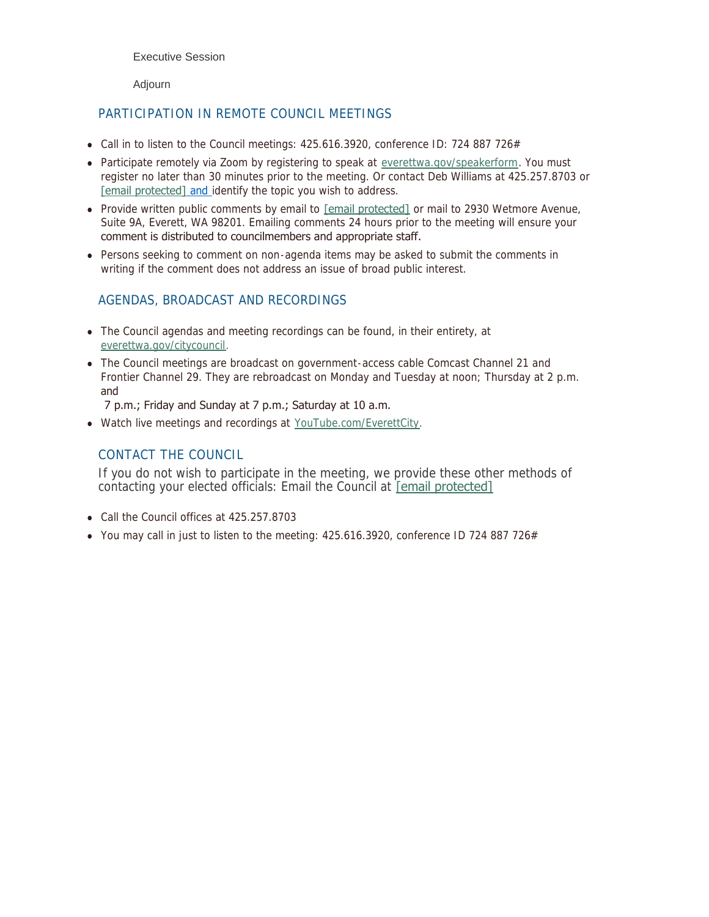Executive Session

Adjourn

## PARTICIPATION IN REMOTE COUNCIL MEETINGS

- Call in to listen to the Council meetings: 425.616.3920, conference ID: 724 887 726#
- Participate remotely via Zoom by registering to speak at everettwa.gov/speakerform. You must register no later than 30 minutes prior to the meeting. Or contact Deb Williams at 425.257.8703 or [email protected] and identify the topic you wish to address.
- Provide written public comments by email to [email protected] or mail to 2930 Wetmore Avenue, Suite 9A, Everett, WA 98201. Emailing comments 24 hours prior to the meeting will ensure your comment is distributed to councilmembers and appropriate staff.
- Persons seeking to comment on non-agenda items may be asked to submit the comments in writing if the comment does not address an issue of broad public interest.

## AGENDAS, BROADCAST AND RECORDINGS

- The Council agendas and meeting recordings can be found, in their entirety, at everettwa.gov/citycouncil.
- The Council meetings are broadcast on government-access cable Comcast Channel 21 and Frontier Channel 29. They are rebroadcast on Monday and Tuesday at noon; Thursday at 2 p.m. and 7 p.m.; Friday and Sunday at 7 p.m.; Saturday at 10 a.m.
- Watch live meetings and recordings at YouTube.com/EverettCity.

## CONTACT THE COUNCIL

If you do not wish to participate in the meeting, we provide these other methods of contacting your elected officials: Email the Council at [email protected]

- Call the Council offices at 425.257.8703
- You may call in just to listen to the meeting: 425.616.3920, conference ID 724 887 726#